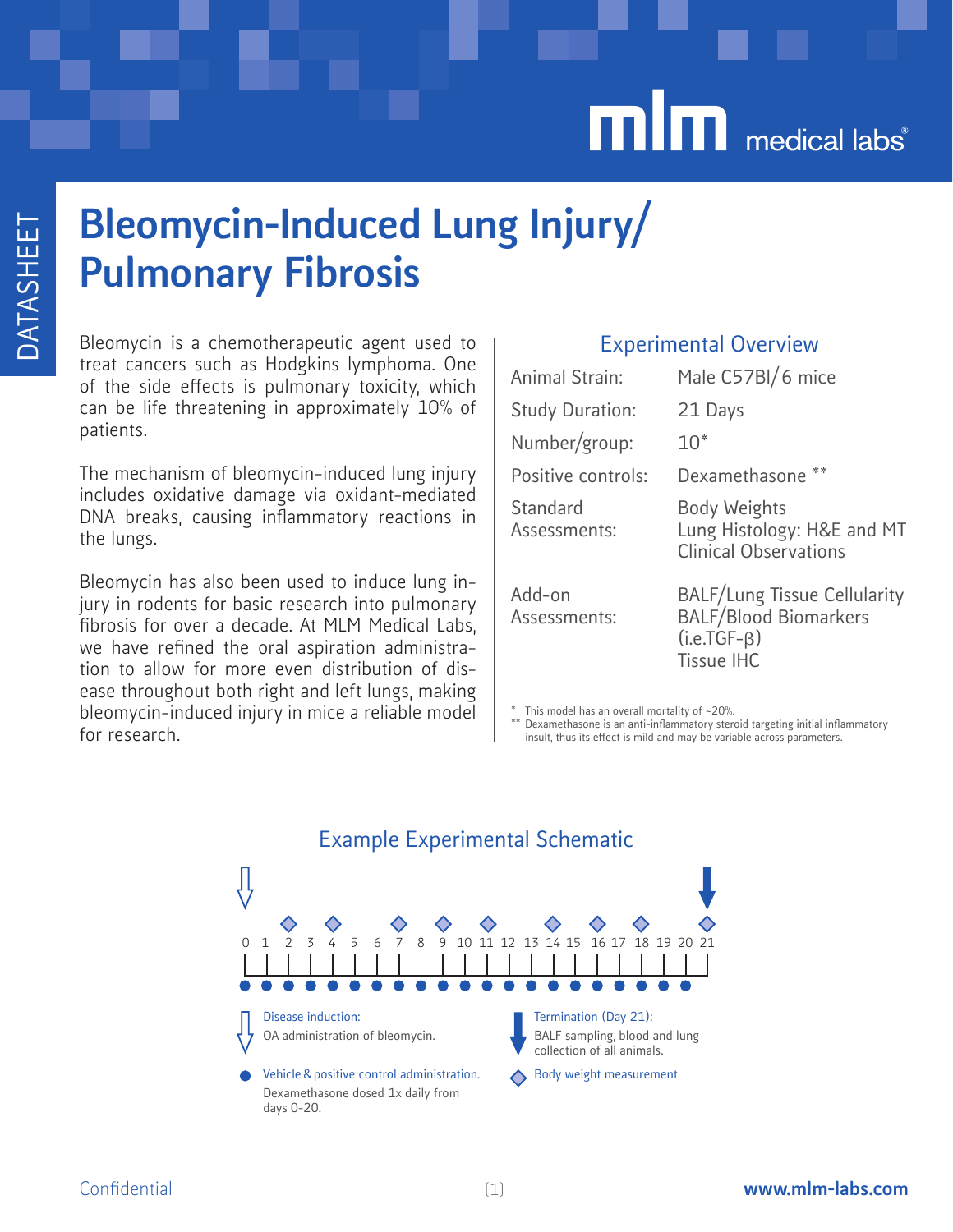# Bleomycin-Induced Lung Injury/ Pulmonary Fibrosis

Bleomycin is a chemotherapeutic agent used to treat cancers such as Hodgkins lymphoma. One of the side effects is pulmonary toxicity, which can be life threatening in approximately 10% of patients.

The mechanism of bleomycin-induced lung injury includes oxidative damage via oxidant-mediated DNA breaks, causing inflammatory reactions in the lungs.

Bleomycin has also been used to induce lung injury in rodents for basic research into pulmonary fibrosis for over a decade. At MLM Medical Labs, we have refined the oral aspiration administration to allow for more even distribution of disease throughout both right and left lungs, making bleomycin-induced injury in mice a reliable model for research.

## Experimental Overview

| | |
|---|---|
| Animal Strain: | Male C57Bl/6 mice |
| Study Duration: | 21 Days |
| Number/group: | 10* |
| Positive controls: | Dexamethasone ** |
| Standard Assessments: | Body Weights<br>Lung Histology: H&E and MT<br>Clinical Observations |
| Add-on Assessments: | BALF/Lung Tissue Cellularity<br>BALF/Blood Biomarkers (i.e.TGF-β)<br>Tissue IHC |

\* This model has an overall mortality of ~20%.

** Dexamethasone is an anti-inflammatory steroid targeting initial inflammatory insult, thus its effect is mild and may be variable across parameters.

## Example Experimental Schematic

Timeline: Days 0–21. Disease induction on Day 0; body weight measurements on Days 2, 4, 7, 9, 11, 14, 16, 18, 21; vehicle & positive control administration daily Days 0–20; termination on Day 21.

- **Disease induction:** OA administration of bleomycin.
- **Termination (Day 21):** BALF sampling, blood and lung collection of all animals.
- **Vehicle & positive control administration.** Dexamethasone dosed 1x daily from days 0-20.
- **Body weight measurement**

Confidential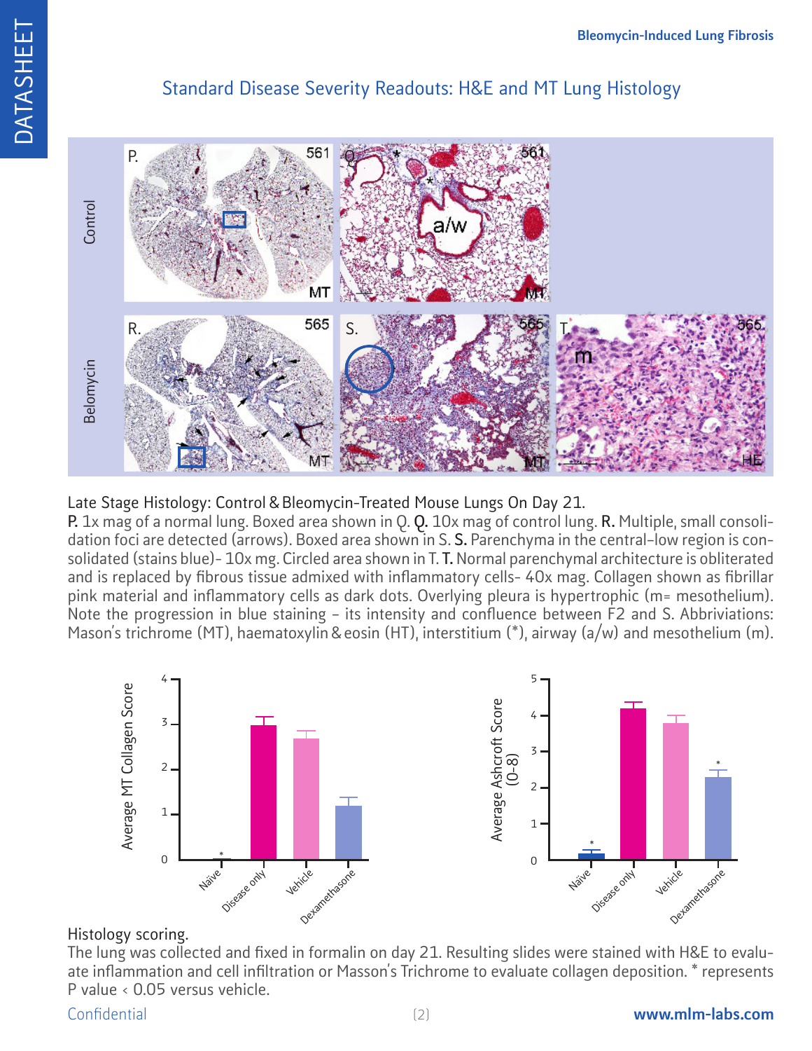## Standard Disease Severity Readouts: H&E and MT Lung Histology

Late Stage Histology: Control & Bleomycin-Treated Mouse Lungs On Day 21.

**P.** 1x mag of a normal lung. Boxed area shown in Q. **Q.** 10x mag of control lung. **R.** Multiple, small consolidation foci are detected (arrows). Boxed area shown in S. **S.** Parenchyma in the central-low region is consolidated (stains blue)- 10x mg. Circled area shown in T. **T.** Normal parenchymal architecture is obliterated and is replaced by fibrous tissue admixed with inflammatory cells- 40x mag. Collagen shown as fibrillar pink material and inflammatory cells as dark dots. Overlying pleura is hypertrophic (m= mesothelium). Note the progression in blue staining – its intensity and confluence between F2 and S. Abbriviations: Mason's trichrome (MT), haematoxylin & eosin (HT), interstitium (*), airway (a/w) and mesothelium (m).

Histology scoring.

The lung was collected and fixed in formalin on day 21. Resulting slides were stained with H&E to evaluate inflammation and cell infiltration or Masson's Trichrome to evaluate collagen deposition. * represents P value < 0.05 versus vehicle.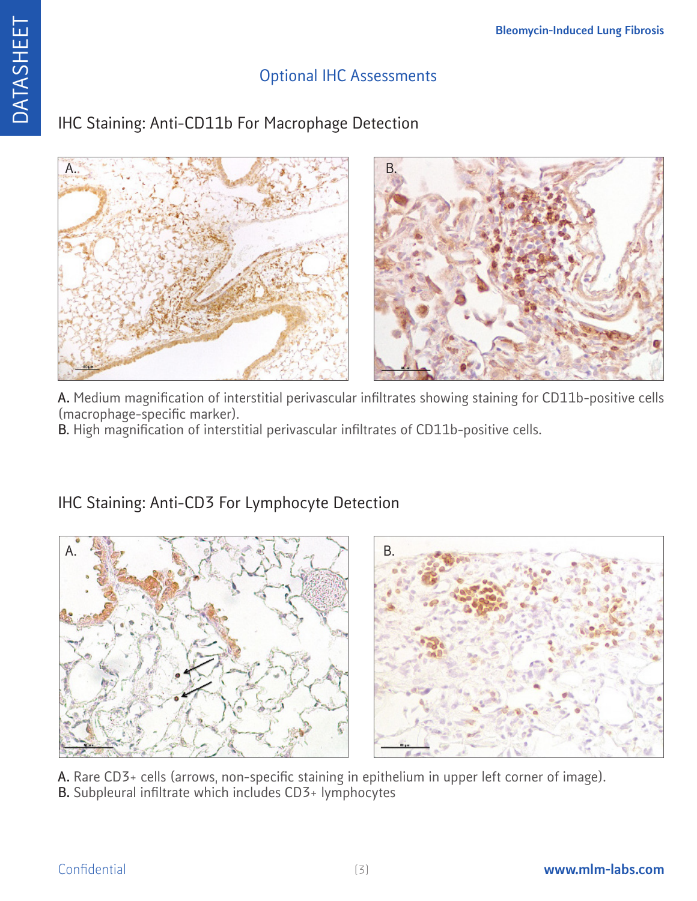## Optional IHC Assessments

### IHC Staining: Anti-CD11b For Macrophage Detection

A. Medium magnification of interstitial perivascular infiltrates showing staining for CD11b-positive cells (macrophage-specific marker).
B. High magnification of interstitial perivascular infiltrates of CD11b-positive cells.

### IHC Staining: Anti-CD3 For Lymphocyte Detection

A. Rare CD3+ cells (arrows, non-specific staining in epithelium in upper left corner of image).
B. Subpleural infiltrate which includes CD3+ lymphocytes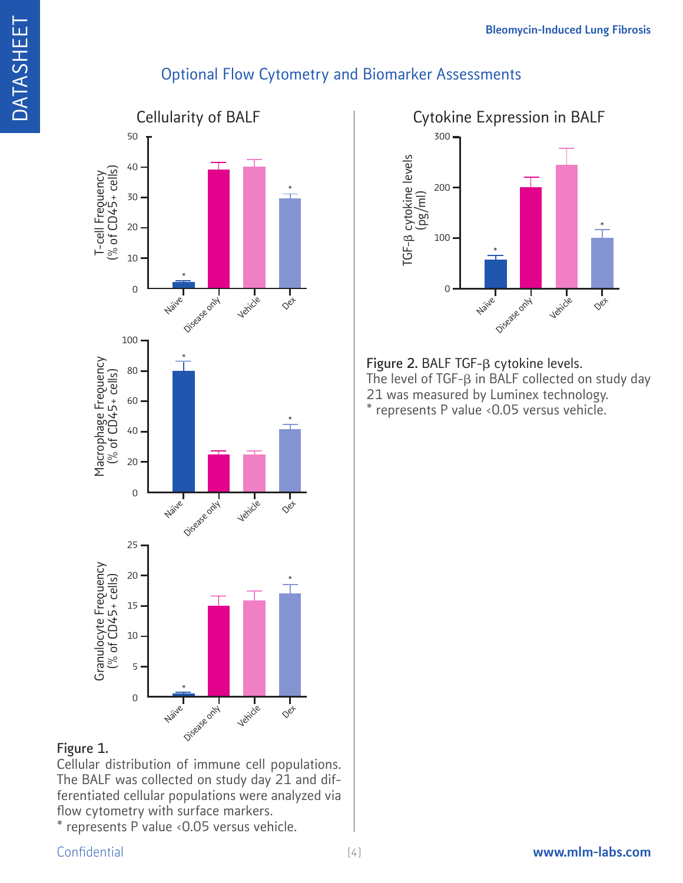## Optional Flow Cytometry and Biomarker Assessments

### Cellularity of BALF

**Figure 1.**
Cellular distribution of immune cell populations. The BALF was collected on study day 21 and differentiated cellular populations were analyzed via flow cytometry with surface markers.
* represents P value <0.05 versus vehicle.

### Cytokine Expression in BALF

**Figure 2.** BALF TGF-β cytokine levels.
The level of TGF-β in BALF collected on study day 21 was measured by Luminex technology.
* represents P value <0.05 versus vehicle.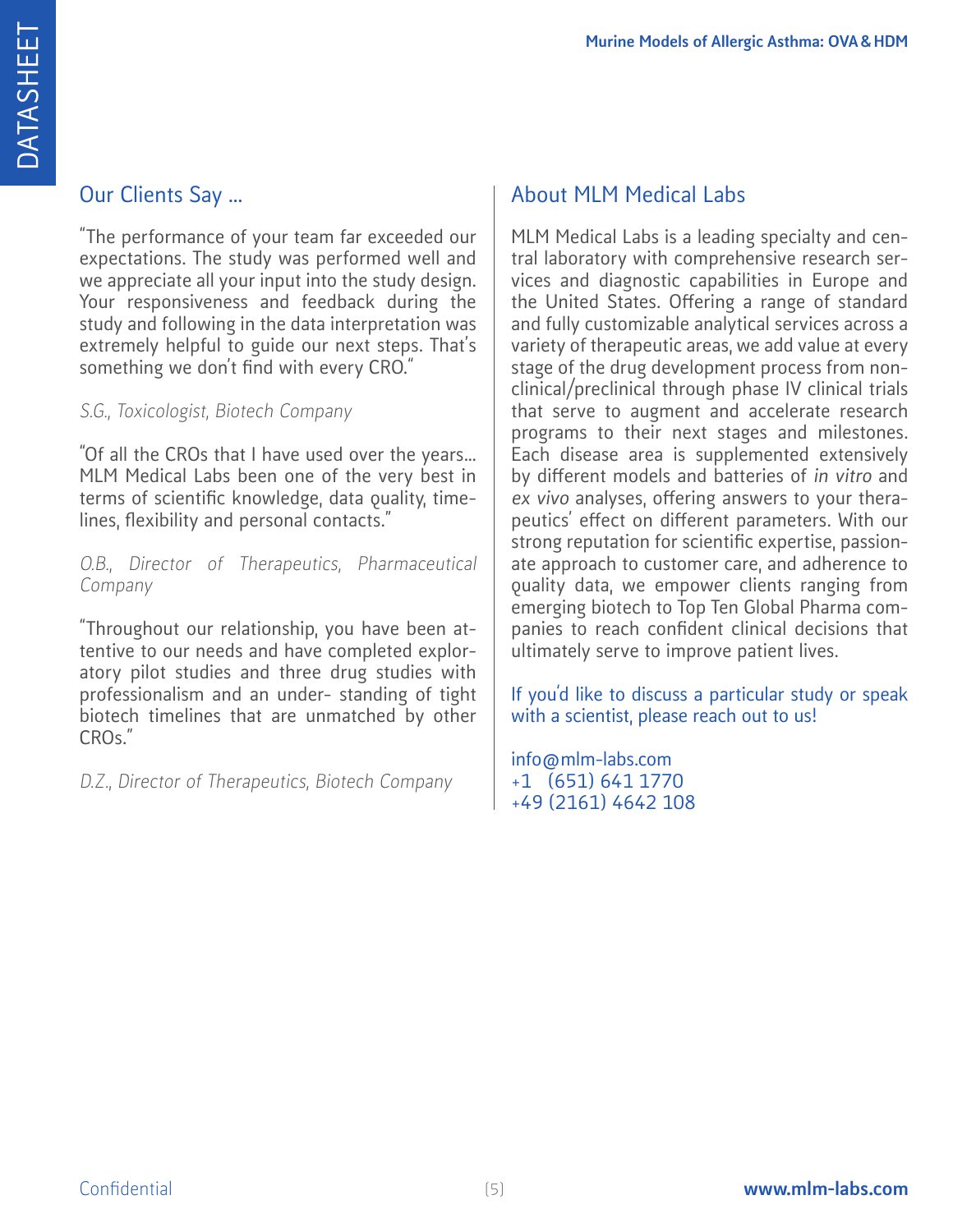## Our Clients Say ...

"The performance of your team far exceeded our expectations. The study was performed well and we appreciate all your input into the study design. Your responsiveness and feedback during the study and following in the data interpretation was extremely helpful to guide our next steps. That's something we don't find with every CRO."

*S.G., Toxicologist, Biotech Company*

"Of all the CROs that I have used over the years... MLM Medical Labs been one of the very best in terms of scientific knowledge, data quality, timelines, flexibility and personal contacts."

*O.B., Director of Therapeutics, Pharmaceutical Company*

"Throughout our relationship, you have been attentive to our needs and have completed exploratory pilot studies and three drug studies with professionalism and an under- standing of tight biotech timelines that are unmatched by other CROs."

*D.Z., Director of Therapeutics, Biotech Company*

## About MLM Medical Labs

MLM Medical Labs is a leading specialty and central laboratory with comprehensive research services and diagnostic capabilities in Europe and the United States. Offering a range of standard and fully customizable analytical services across a variety of therapeutic areas, we add value at every stage of the drug development process from non-clinical/preclinical through phase IV clinical trials that serve to augment and accelerate research programs to their next stages and milestones. Each disease area is supplemented extensively by different models and batteries of *in vitro* and *ex vivo* analyses, offering answers to your therapeutics' effect on different parameters. With our strong reputation for scientific expertise, passionate approach to customer care, and adherence to quality data, we empower clients ranging from emerging biotech to Top Ten Global Pharma companies to reach confident clinical decisions that ultimately serve to improve patient lives.

If you'd like to discuss a particular study or speak with a scientist, please reach out to us!

info@mlm-labs.com
+1 (651) 641 1770
+49 (2161) 4642 108

Confidential

**www.mlm-labs.com**